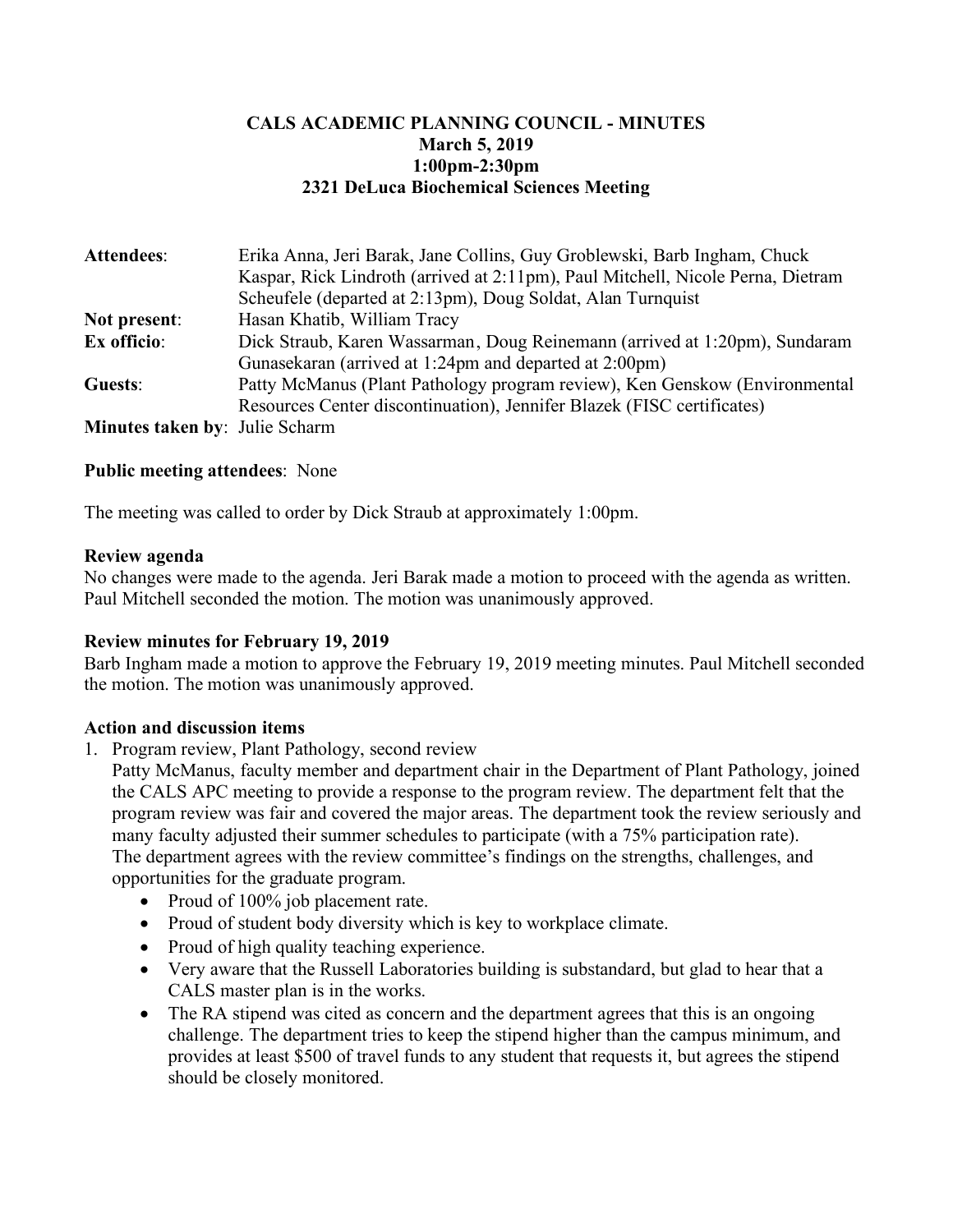# CALS ACADEMIC PLANNING COUNCIL - MINUTES
## March 5, 2019
## 1:00pm-2:30pm
## 2321 DeLuca Biochemical Sciences Meeting

**Attendees**: Erika Anna, Jeri Barak, Jane Collins, Guy Groblewski, Barb Ingham, Chuck Kaspar, Rick Lindroth (arrived at 2:11pm), Paul Mitchell, Nicole Perna, Dietram Scheufele (departed at 2:13pm), Doug Soldat, Alan Turnquist

**Not present**: Hasan Khatib, William Tracy

**Ex officio**: Dick Straub, Karen Wassarman, Doug Reinemann (arrived at 1:20pm), Sundaram Gunasekaran (arrived at 1:24pm and departed at 2:00pm)

**Guests**: Patty McManus (Plant Pathology program review), Ken Genskow (Environmental Resources Center discontinuation), Jennifer Blazek (FISC certificates)

**Minutes taken by**: Julie Scharm

**Public meeting attendees**: None

The meeting was called to order by Dick Straub at approximately 1:00pm.

**Review agenda**

No changes were made to the agenda. Jeri Barak made a motion to proceed with the agenda as written. Paul Mitchell seconded the motion. The motion was unanimously approved.

**Review minutes for February 19, 2019**

Barb Ingham made a motion to approve the February 19, 2019 meeting minutes. Paul Mitchell seconded the motion. The motion was unanimously approved.

**Action and discussion items**

1. Program review, Plant Pathology, second review

   Patty McManus, faculty member and department chair in the Department of Plant Pathology, joined the CALS APC meeting to provide a response to the program review. The department felt that the program review was fair and covered the major areas. The department took the review seriously and many faculty adjusted their summer schedules to participate (with a 75% participation rate). The department agrees with the review committee's findings on the strengths, challenges, and opportunities for the graduate program.

   - Proud of 100% job placement rate.
   - Proud of student body diversity which is key to workplace climate.
   - Proud of high quality teaching experience.
   - Very aware that the Russell Laboratories building is substandard, but glad to hear that a CALS master plan is in the works.
   - The RA stipend was cited as concern and the department agrees that this is an ongoing challenge. The department tries to keep the stipend higher than the campus minimum, and provides at least $500 of travel funds to any student that requests it, but agrees the stipend should be closely monitored.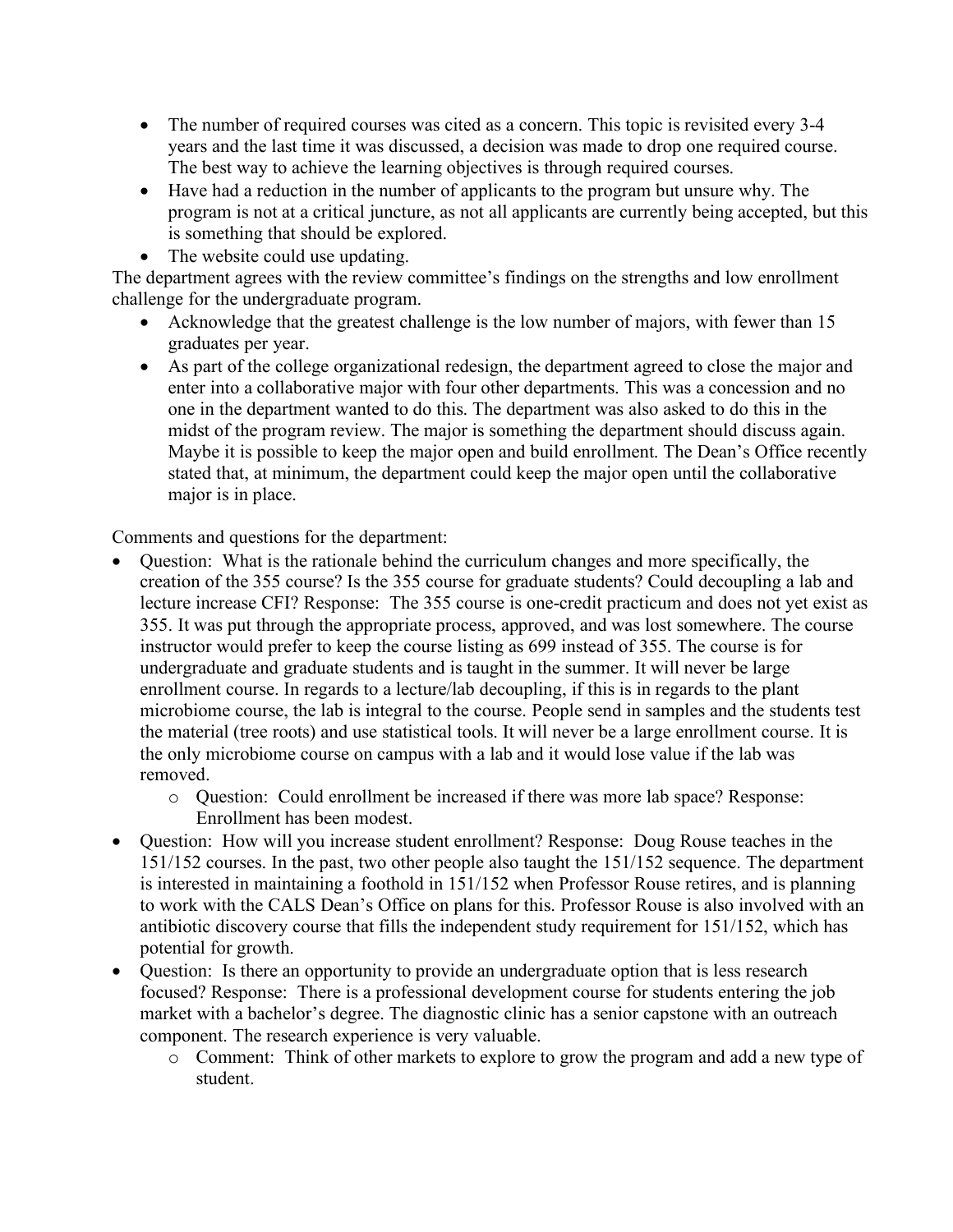- The number of required courses was cited as a concern. This topic is revisited every 3-4 years and the last time it was discussed, a decision was made to drop one required course. The best way to achieve the learning objectives is through required courses.
- Have had a reduction in the number of applicants to the program but unsure why. The program is not at a critical juncture, as not all applicants are currently being accepted, but this is something that should be explored.
- The website could use updating.

The department agrees with the review committee's findings on the strengths and low enrollment challenge for the undergraduate program.

- Acknowledge that the greatest challenge is the low number of majors, with fewer than 15 graduates per year.
- As part of the college organizational redesign, the department agreed to close the major and enter into a collaborative major with four other departments. This was a concession and no one in the department wanted to do this. The department was also asked to do this in the midst of the program review. The major is something the department should discuss again. Maybe it is possible to keep the major open and build enrollment. The Dean's Office recently stated that, at minimum, the department could keep the major open until the collaborative major is in place.

Comments and questions for the department:

- Question: What is the rationale behind the curriculum changes and more specifically, the creation of the 355 course? Is the 355 course for graduate students? Could decoupling a lab and lecture increase CFI? Response: The 355 course is one-credit practicum and does not yet exist as 355. It was put through the appropriate process, approved, and was lost somewhere. The course instructor would prefer to keep the course listing as 699 instead of 355. The course is for undergraduate and graduate students and is taught in the summer. It will never be large enrollment course. In regards to a lecture/lab decoupling, if this is in regards to the plant microbiome course, the lab is integral to the course. People send in samples and the students test the material (tree roots) and use statistical tools. It will never be a large enrollment course. It is the only microbiome course on campus with a lab and it would lose value if the lab was removed.
  - Question: Could enrollment be increased if there was more lab space? Response: Enrollment has been modest.
- Question: How will you increase student enrollment? Response: Doug Rouse teaches in the 151/152 courses. In the past, two other people also taught the 151/152 sequence. The department is interested in maintaining a foothold in 151/152 when Professor Rouse retires, and is planning to work with the CALS Dean's Office on plans for this. Professor Rouse is also involved with an antibiotic discovery course that fills the independent study requirement for 151/152, which has potential for growth.
- Question: Is there an opportunity to provide an undergraduate option that is less research focused? Response: There is a professional development course for students entering the job market with a bachelor's degree. The diagnostic clinic has a senior capstone with an outreach component. The research experience is very valuable.
  - Comment: Think of other markets to explore to grow the program and add a new type of student.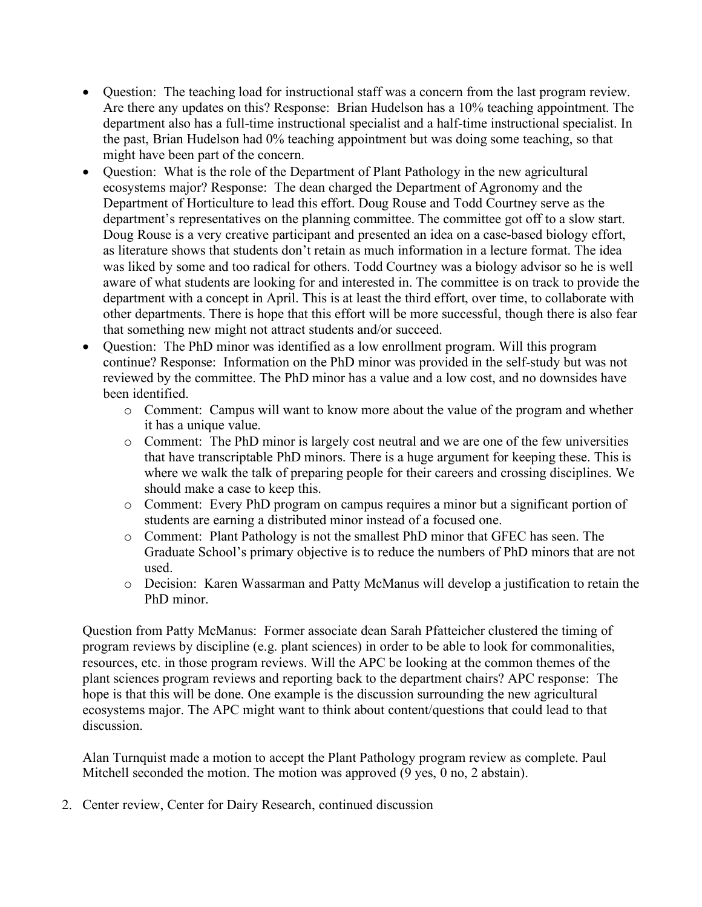- Question: The teaching load for instructional staff was a concern from the last program review. Are there any updates on this? Response: Brian Hudelson has a 10% teaching appointment. The department also has a full-time instructional specialist and a half-time instructional specialist. In the past, Brian Hudelson had 0% teaching appointment but was doing some teaching, so that might have been part of the concern.
- Question: What is the role of the Department of Plant Pathology in the new agricultural ecosystems major? Response: The dean charged the Department of Agronomy and the Department of Horticulture to lead this effort. Doug Rouse and Todd Courtney serve as the department's representatives on the planning committee. The committee got off to a slow start. Doug Rouse is a very creative participant and presented an idea on a case-based biology effort, as literature shows that students don't retain as much information in a lecture format. The idea was liked by some and too radical for others. Todd Courtney was a biology advisor so he is well aware of what students are looking for and interested in. The committee is on track to provide the department with a concept in April. This is at least the third effort, over time, to collaborate with other departments. There is hope that this effort will be more successful, though there is also fear that something new might not attract students and/or succeed.
- Question: The PhD minor was identified as a low enrollment program. Will this program continue? Response: Information on the PhD minor was provided in the self-study but was not reviewed by the committee. The PhD minor has a value and a low cost, and no downsides have been identified.
  - Comment: Campus will want to know more about the value of the program and whether it has a unique value.
  - Comment: The PhD minor is largely cost neutral and we are one of the few universities that have transcriptable PhD minors. There is a huge argument for keeping these. This is where we walk the talk of preparing people for their careers and crossing disciplines. We should make a case to keep this.
  - Comment: Every PhD program on campus requires a minor but a significant portion of students are earning a distributed minor instead of a focused one.
  - Comment: Plant Pathology is not the smallest PhD minor that GFEC has seen. The Graduate School's primary objective is to reduce the numbers of PhD minors that are not used.
  - Decision: Karen Wassarman and Patty McManus will develop a justification to retain the PhD minor.

Question from Patty McManus: Former associate dean Sarah Pfatteicher clustered the timing of program reviews by discipline (e.g. plant sciences) in order to be able to look for commonalities, resources, etc. in those program reviews. Will the APC be looking at the common themes of the plant sciences program reviews and reporting back to the department chairs? APC response: The hope is that this will be done. One example is the discussion surrounding the new agricultural ecosystems major. The APC might want to think about content/questions that could lead to that discussion.

Alan Turnquist made a motion to accept the Plant Pathology program review as complete. Paul Mitchell seconded the motion. The motion was approved (9 yes, 0 no, 2 abstain).

2. Center review, Center for Dairy Research, continued discussion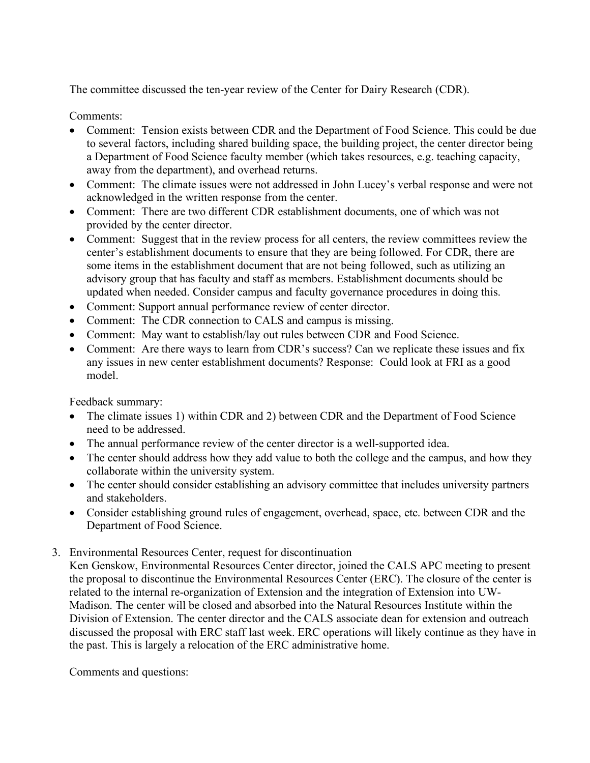The committee discussed the ten-year review of the Center for Dairy Research (CDR).

Comments:

- Comment: Tension exists between CDR and the Department of Food Science. This could be due to several factors, including shared building space, the building project, the center director being a Department of Food Science faculty member (which takes resources, e.g. teaching capacity, away from the department), and overhead returns.
- Comment: The climate issues were not addressed in John Lucey's verbal response and were not acknowledged in the written response from the center.
- Comment: There are two different CDR establishment documents, one of which was not provided by the center director.
- Comment: Suggest that in the review process for all centers, the review committees review the center's establishment documents to ensure that they are being followed. For CDR, there are some items in the establishment document that are not being followed, such as utilizing an advisory group that has faculty and staff as members. Establishment documents should be updated when needed. Consider campus and faculty governance procedures in doing this.
- Comment: Support annual performance review of center director.
- Comment: The CDR connection to CALS and campus is missing.
- Comment: May want to establish/lay out rules between CDR and Food Science.
- Comment: Are there ways to learn from CDR's success? Can we replicate these issues and fix any issues in new center establishment documents? Response: Could look at FRI as a good model.

Feedback summary:

- The climate issues 1) within CDR and 2) between CDR and the Department of Food Science need to be addressed.
- The annual performance review of the center director is a well-supported idea.
- The center should address how they add value to both the college and the campus, and how they collaborate within the university system.
- The center should consider establishing an advisory committee that includes university partners and stakeholders.
- Consider establishing ground rules of engagement, overhead, space, etc. between CDR and the Department of Food Science.

3. Environmental Resources Center, request for discontinuation

   Ken Genskow, Environmental Resources Center director, joined the CALS APC meeting to present the proposal to discontinue the Environmental Resources Center (ERC). The closure of the center is related to the internal re-organization of Extension and the integration of Extension into UW-Madison. The center will be closed and absorbed into the Natural Resources Institute within the Division of Extension. The center director and the CALS associate dean for extension and outreach discussed the proposal with ERC staff last week. ERC operations will likely continue as they have in the past. This is largely a relocation of the ERC administrative home.

   Comments and questions: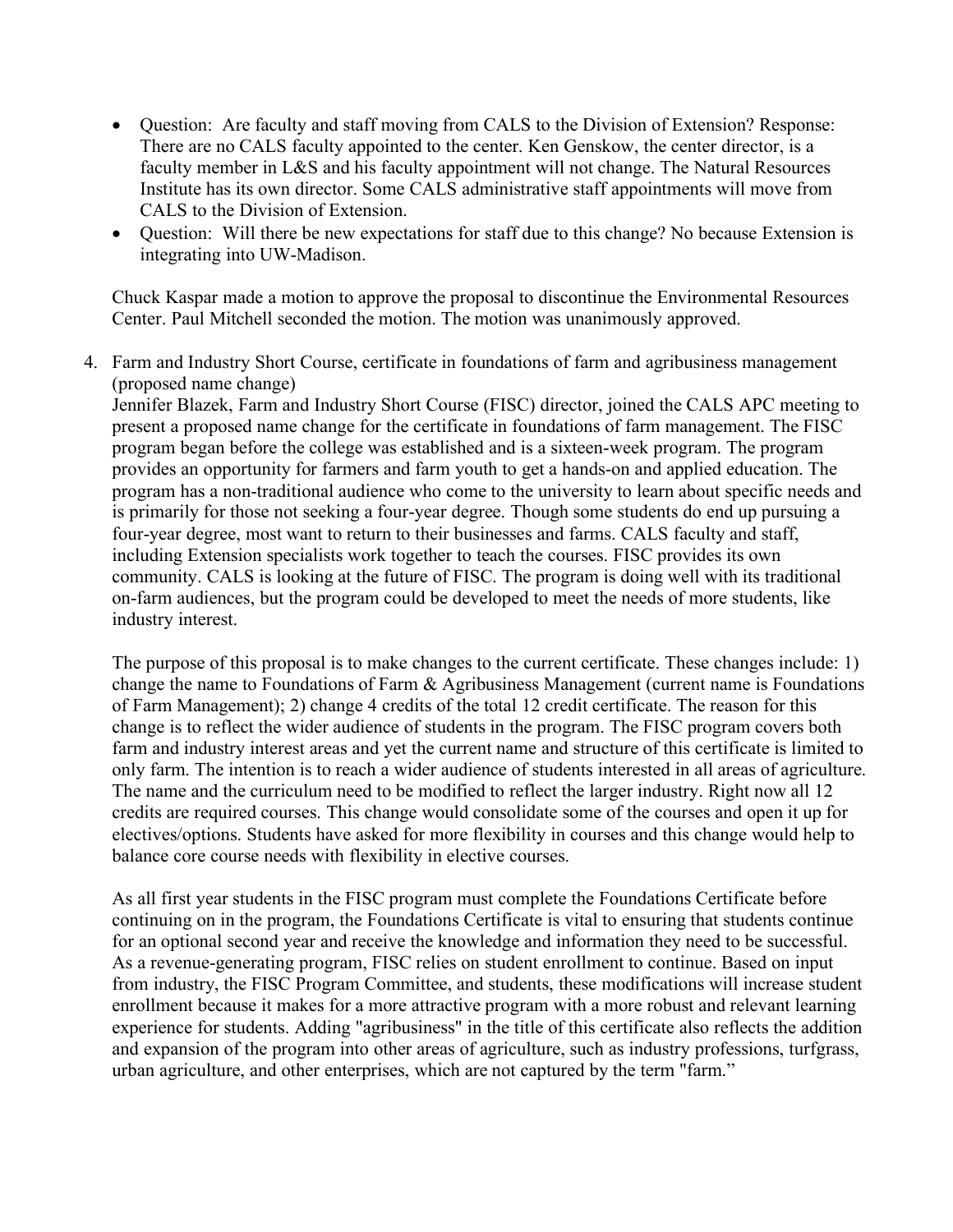- Question: Are faculty and staff moving from CALS to the Division of Extension? Response: There are no CALS faculty appointed to the center. Ken Genskow, the center director, is a faculty member in L&S and his faculty appointment will not change. The Natural Resources Institute has its own director. Some CALS administrative staff appointments will move from CALS to the Division of Extension.
- Question: Will there be new expectations for staff due to this change? No because Extension is integrating into UW-Madison.

Chuck Kaspar made a motion to approve the proposal to discontinue the Environmental Resources Center. Paul Mitchell seconded the motion. The motion was unanimously approved.

4. Farm and Industry Short Course, certificate in foundations of farm and agribusiness management (proposed name change)
   Jennifer Blazek, Farm and Industry Short Course (FISC) director, joined the CALS APC meeting to present a proposed name change for the certificate in foundations of farm management. The FISC program began before the college was established and is a sixteen-week program. The program provides an opportunity for farmers and farm youth to get a hands-on and applied education. The program has a non-traditional audience who come to the university to learn about specific needs and is primarily for those not seeking a four-year degree. Though some students do end up pursuing a four-year degree, most want to return to their businesses and farms. CALS faculty and staff, including Extension specialists work together to teach the courses. FISC provides its own community. CALS is looking at the future of FISC. The program is doing well with its traditional on-farm audiences, but the program could be developed to meet the needs of more students, like industry interest.

   The purpose of this proposal is to make changes to the current certificate. These changes include: 1) change the name to Foundations of Farm & Agribusiness Management (current name is Foundations of Farm Management); 2) change 4 credits of the total 12 credit certificate. The reason for this change is to reflect the wider audience of students in the program. The FISC program covers both farm and industry interest areas and yet the current name and structure of this certificate is limited to only farm. The intention is to reach a wider audience of students interested in all areas of agriculture. The name and the curriculum need to be modified to reflect the larger industry. Right now all 12 credits are required courses. This change would consolidate some of the courses and open it up for electives/options. Students have asked for more flexibility in courses and this change would help to balance core course needs with flexibility in elective courses.

   As all first year students in the FISC program must complete the Foundations Certificate before continuing on in the program, the Foundations Certificate is vital to ensuring that students continue for an optional second year and receive the knowledge and information they need to be successful. As a revenue-generating program, FISC relies on student enrollment to continue. Based on input from industry, the FISC Program Committee, and students, these modifications will increase student enrollment because it makes for a more attractive program with a more robust and relevant learning experience for students. Adding "agribusiness" in the title of this certificate also reflects the addition and expansion of the program into other areas of agriculture, such as industry professions, turfgrass, urban agriculture, and other enterprises, which are not captured by the term "farm."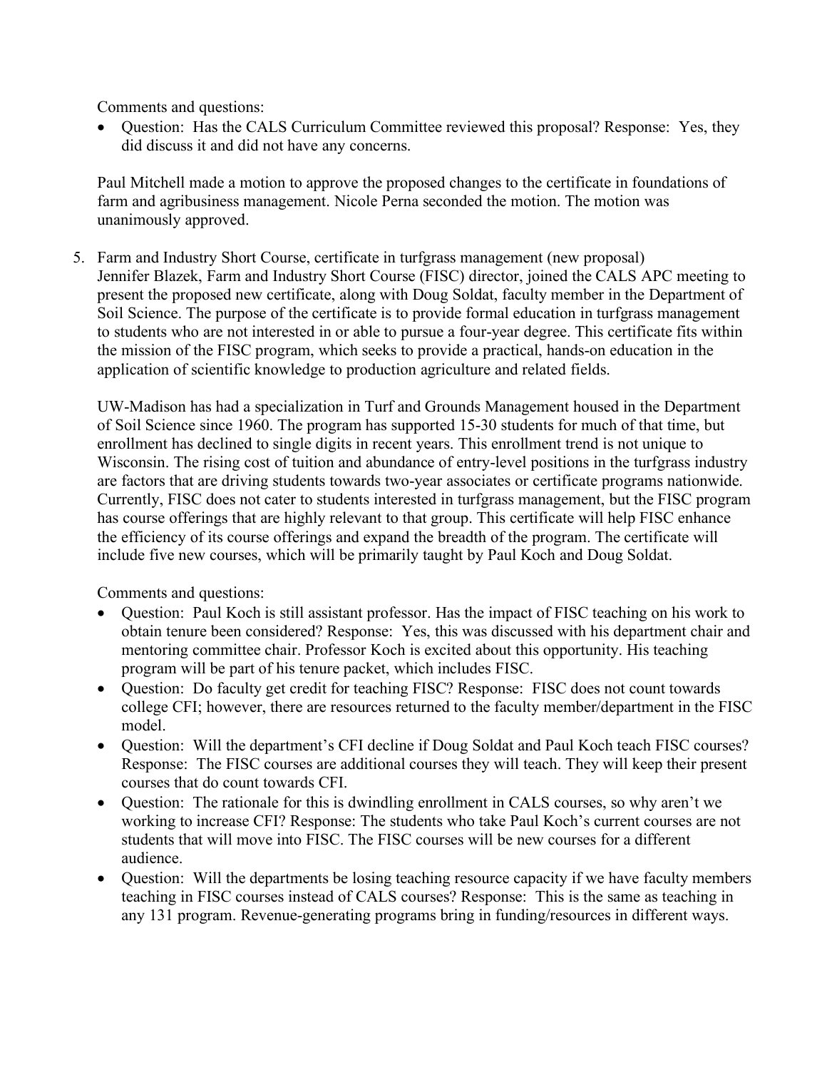Comments and questions:

- Question: Has the CALS Curriculum Committee reviewed this proposal? Response: Yes, they did discuss it and did not have any concerns.

Paul Mitchell made a motion to approve the proposed changes to the certificate in foundations of farm and agribusiness management. Nicole Perna seconded the motion. The motion was unanimously approved.

5. Farm and Industry Short Course, certificate in turfgrass management (new proposal)
Jennifer Blazek, Farm and Industry Short Course (FISC) director, joined the CALS APC meeting to present the proposed new certificate, along with Doug Soldat, faculty member in the Department of Soil Science. The purpose of the certificate is to provide formal education in turfgrass management to students who are not interested in or able to pursue a four-year degree. This certificate fits within the mission of the FISC program, which seeks to provide a practical, hands-on education in the application of scientific knowledge to production agriculture and related fields.

UW-Madison has had a specialization in Turf and Grounds Management housed in the Department of Soil Science since 1960. The program has supported 15-30 students for much of that time, but enrollment has declined to single digits in recent years. This enrollment trend is not unique to Wisconsin. The rising cost of tuition and abundance of entry-level positions in the turfgrass industry are factors that are driving students towards two-year associates or certificate programs nationwide. Currently, FISC does not cater to students interested in turfgrass management, but the FISC program has course offerings that are highly relevant to that group. This certificate will help FISC enhance the efficiency of its course offerings and expand the breadth of the program. The certificate will include five new courses, which will be primarily taught by Paul Koch and Doug Soldat.

Comments and questions:

- Question: Paul Koch is still assistant professor. Has the impact of FISC teaching on his work to obtain tenure been considered? Response: Yes, this was discussed with his department chair and mentoring committee chair. Professor Koch is excited about this opportunity. His teaching program will be part of his tenure packet, which includes FISC.
- Question: Do faculty get credit for teaching FISC? Response: FISC does not count towards college CFI; however, there are resources returned to the faculty member/department in the FISC model.
- Question: Will the department's CFI decline if Doug Soldat and Paul Koch teach FISC courses? Response: The FISC courses are additional courses they will teach. They will keep their present courses that do count towards CFI.
- Question: The rationale for this is dwindling enrollment in CALS courses, so why aren't we working to increase CFI? Response: The students who take Paul Koch's current courses are not students that will move into FISC. The FISC courses will be new courses for a different audience.
- Question: Will the departments be losing teaching resource capacity if we have faculty members teaching in FISC courses instead of CALS courses? Response: This is the same as teaching in any 131 program. Revenue-generating programs bring in funding/resources in different ways.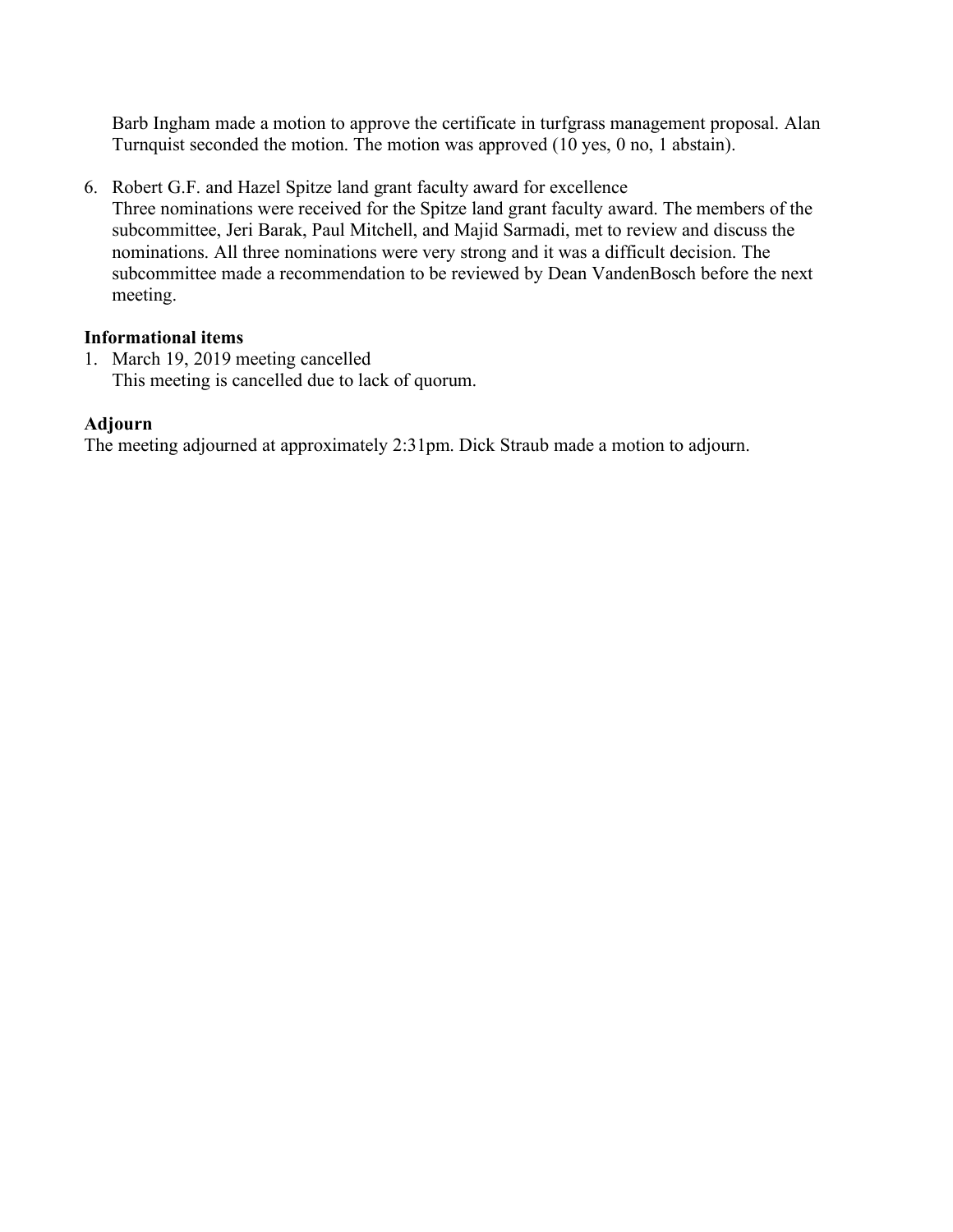Barb Ingham made a motion to approve the certificate in turfgrass management proposal. Alan Turnquist seconded the motion. The motion was approved (10 yes, 0 no, 1 abstain).

6. Robert G.F. and Hazel Spitze land grant faculty award for excellence
   Three nominations were received for the Spitze land grant faculty award. The members of the subcommittee, Jeri Barak, Paul Mitchell, and Majid Sarmadi, met to review and discuss the nominations. All three nominations were very strong and it was a difficult decision. The subcommittee made a recommendation to be reviewed by Dean VandenBosch before the next meeting.

**Informational items**

1. March 19, 2019 meeting cancelled
   This meeting is cancelled due to lack of quorum.

**Adjourn**

The meeting adjourned at approximately 2:31pm. Dick Straub made a motion to adjourn.